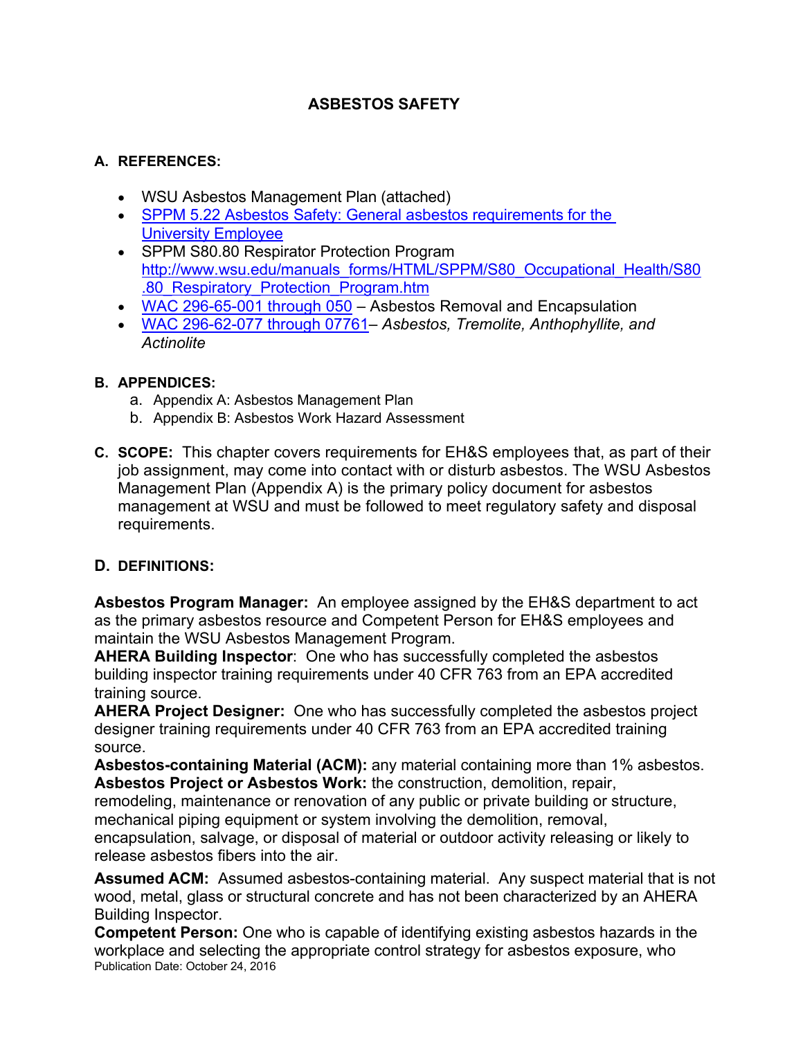# ASBESTOS SAFETY

## A. REFERENCES:

- WSU Asbestos Management Plan (attached)
- [SPPM 5.22 Asbestos Safety: General asbestos requirements for the University Employee]
- SPPM S80.80 Respirator Protection Program http://www.wsu.edu/manuals_forms/HTML/SPPM/S80_Occupational_Health/S80.80_Respiratory_Protection_Program.htm
- WAC 296-65-001 through 050 – Asbestos Removal and Encapsulation
- WAC 296-62-077 through 07761– *Asbestos, Tremolite, Anthophyllite, and Actinolite*

## B. APPENDICES:

a. Appendix A: Asbestos Management Plan
b. Appendix B: Asbestos Work Hazard Assessment

## C. SCOPE:

This chapter covers requirements for EH&S employees that, as part of their job assignment, may come into contact with or disturb asbestos. The WSU Asbestos Management Plan (Appendix A) is the primary policy document for asbestos management at WSU and must be followed to meet regulatory safety and disposal requirements.

## D. DEFINITIONS:

**Asbestos Program Manager:** An employee assigned by the EH&S department to act as the primary asbestos resource and Competent Person for EH&S employees and maintain the WSU Asbestos Management Program.

**AHERA Building Inspector**: One who has successfully completed the asbestos building inspector training requirements under 40 CFR 763 from an EPA accredited training source.

**AHERA Project Designer:** One who has successfully completed the asbestos project designer training requirements under 40 CFR 763 from an EPA accredited training source.

**Asbestos-containing Material (ACM):** any material containing more than 1% asbestos.

**Asbestos Project or Asbestos Work:** the construction, demolition, repair, remodeling, maintenance or renovation of any public or private building or structure, mechanical piping equipment or system involving the demolition, removal, encapsulation, salvage, or disposal of material or outdoor activity releasing or likely to release asbestos fibers into the air.

**Assumed ACM:** Assumed asbestos-containing material. Any suspect material that is not wood, metal, glass or structural concrete and has not been characterized by an AHERA Building Inspector.

**Competent Person:** One who is capable of identifying existing asbestos hazards in the workplace and selecting the appropriate control strategy for asbestos exposure, who

Publication Date: October 24, 2016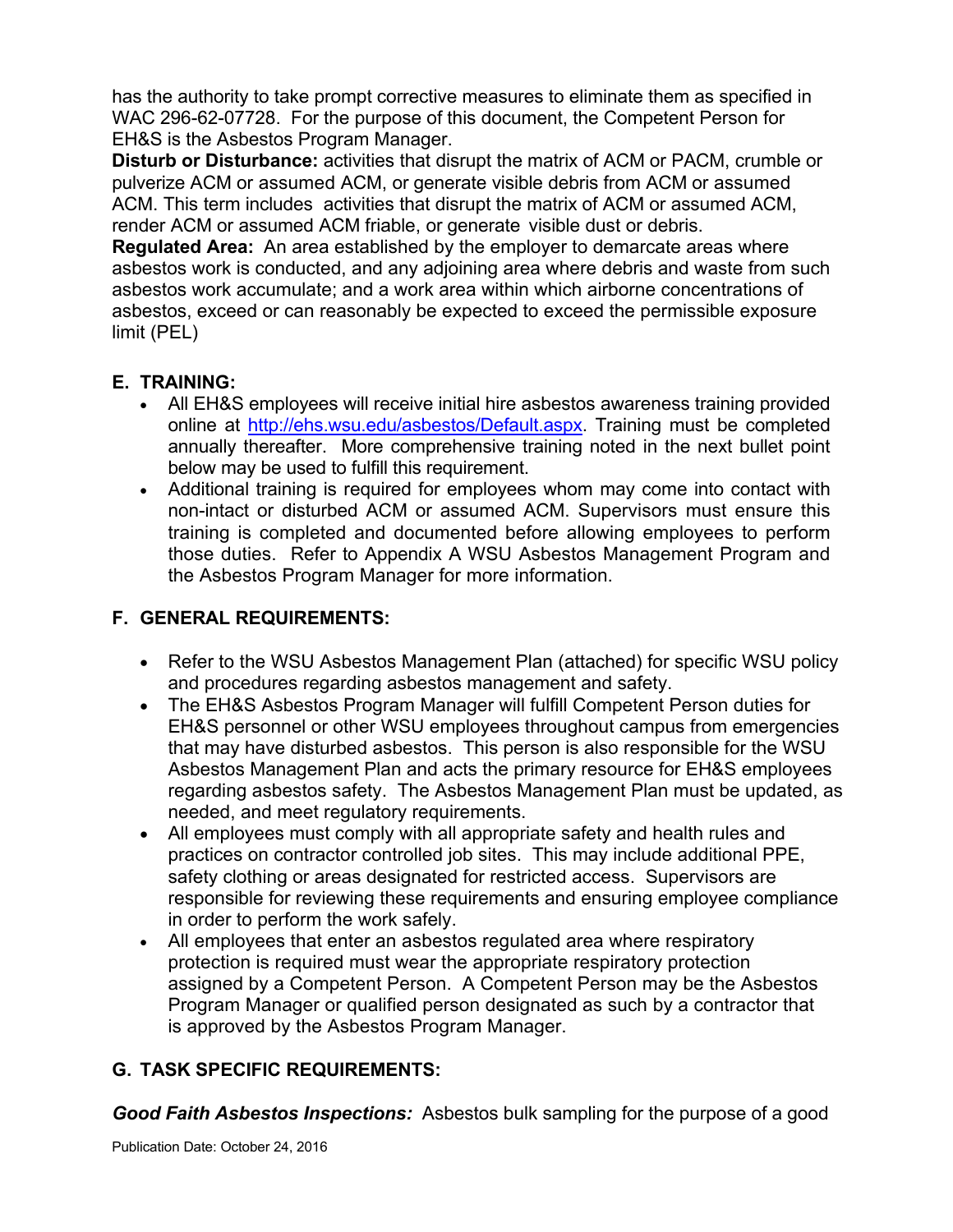has the authority to take prompt corrective measures to eliminate them as specified in WAC 296-62-07728. For the purpose of this document, the Competent Person for EH&S is the Asbestos Program Manager.

**Disturb or Disturbance:** activities that disrupt the matrix of ACM or PACM, crumble or pulverize ACM or assumed ACM, or generate visible debris from ACM or assumed ACM. This term includes activities that disrupt the matrix of ACM or assumed ACM, render ACM or assumed ACM friable, or generate visible dust or debris.

**Regulated Area:** An area established by the employer to demarcate areas where asbestos work is conducted, and any adjoining area where debris and waste from such asbestos work accumulate; and a work area within which airborne concentrations of asbestos, exceed or can reasonably be expected to exceed the permissible exposure limit (PEL)

## E. TRAINING:

- All EH&S employees will receive initial hire asbestos awareness training provided online at [http://ehs.wsu.edu/asbestos/Default.aspx](http://ehs.wsu.edu/asbestos/Default.aspx). Training must be completed annually thereafter. More comprehensive training noted in the next bullet point below may be used to fulfill this requirement.
- Additional training is required for employees whom may come into contact with non-intact or disturbed ACM or assumed ACM. Supervisors must ensure this training is completed and documented before allowing employees to perform those duties. Refer to Appendix A WSU Asbestos Management Program and the Asbestos Program Manager for more information.

## F. GENERAL REQUIREMENTS:

- Refer to the WSU Asbestos Management Plan (attached) for specific WSU policy and procedures regarding asbestos management and safety.
- The EH&S Asbestos Program Manager will fulfill Competent Person duties for EH&S personnel or other WSU employees throughout campus from emergencies that may have disturbed asbestos. This person is also responsible for the WSU Asbestos Management Plan and acts the primary resource for EH&S employees regarding asbestos safety. The Asbestos Management Plan must be updated, as needed, and meet regulatory requirements.
- All employees must comply with all appropriate safety and health rules and practices on contractor controlled job sites. This may include additional PPE, safety clothing or areas designated for restricted access. Supervisors are responsible for reviewing these requirements and ensuring employee compliance in order to perform the work safely.
- All employees that enter an asbestos regulated area where respiratory protection is required must wear the appropriate respiratory protection assigned by a Competent Person. A Competent Person may be the Asbestos Program Manager or qualified person designated as such by a contractor that is approved by the Asbestos Program Manager.

## G. TASK SPECIFIC REQUIREMENTS:

***Good Faith Asbestos Inspections:*** Asbestos bulk sampling for the purpose of a good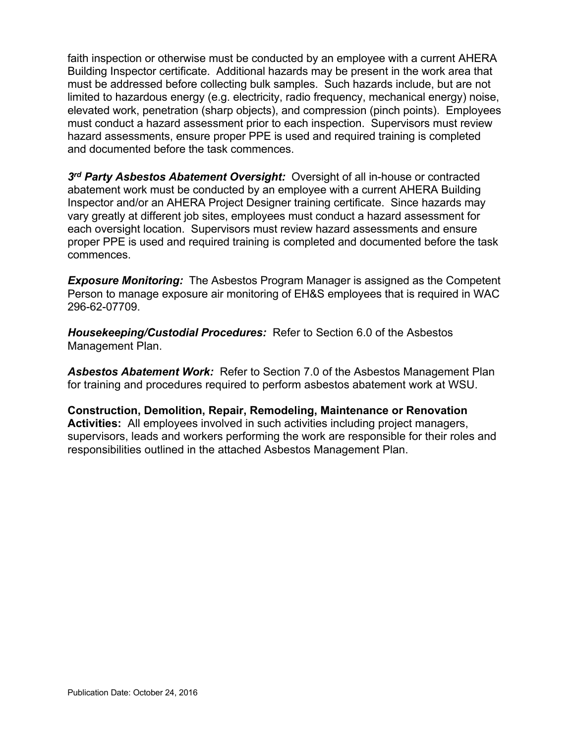faith inspection or otherwise must be conducted by an employee with a current AHERA Building Inspector certificate. Additional hazards may be present in the work area that must be addressed before collecting bulk samples. Such hazards include, but are not limited to hazardous energy (e.g. electricity, radio frequency, mechanical energy) noise, elevated work, penetration (sharp objects), and compression (pinch points). Employees must conduct a hazard assessment prior to each inspection. Supervisors must review hazard assessments, ensure proper PPE is used and required training is completed and documented before the task commences.

***3rd Party Asbestos Abatement Oversight:*** Oversight of all in-house or contracted abatement work must be conducted by an employee with a current AHERA Building Inspector and/or an AHERA Project Designer training certificate. Since hazards may vary greatly at different job sites, employees must conduct a hazard assessment for each oversight location. Supervisors must review hazard assessments and ensure proper PPE is used and required training is completed and documented before the task commences.

***Exposure Monitoring:*** The Asbestos Program Manager is assigned as the Competent Person to manage exposure air monitoring of EH&S employees that is required in WAC 296-62-07709.

***Housekeeping/Custodial Procedures:*** Refer to Section 6.0 of the Asbestos Management Plan.

***Asbestos Abatement Work:*** Refer to Section 7.0 of the Asbestos Management Plan for training and procedures required to perform asbestos abatement work at WSU.

**Construction, Demolition, Repair, Remodeling, Maintenance or Renovation Activities:** All employees involved in such activities including project managers, supervisors, leads and workers performing the work are responsible for their roles and responsibilities outlined in the attached Asbestos Management Plan.

Publication Date: October 24, 2016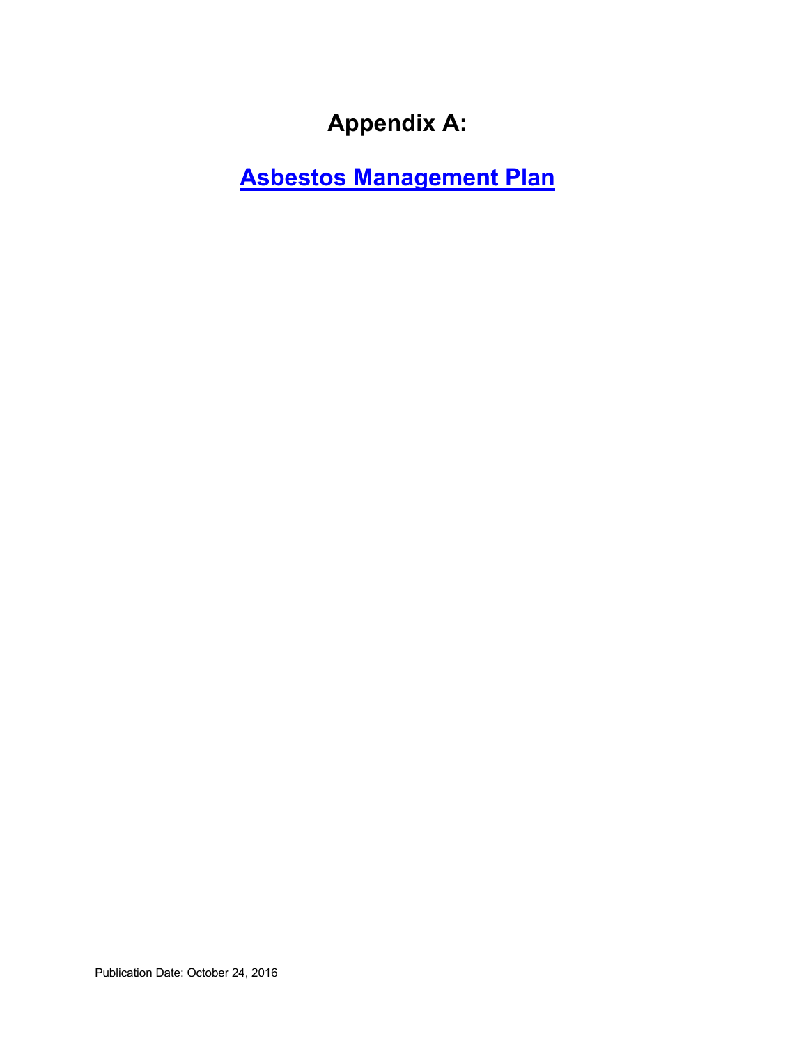# Appendix A:

## Asbestos Management Plan

Publication Date: October 24, 2016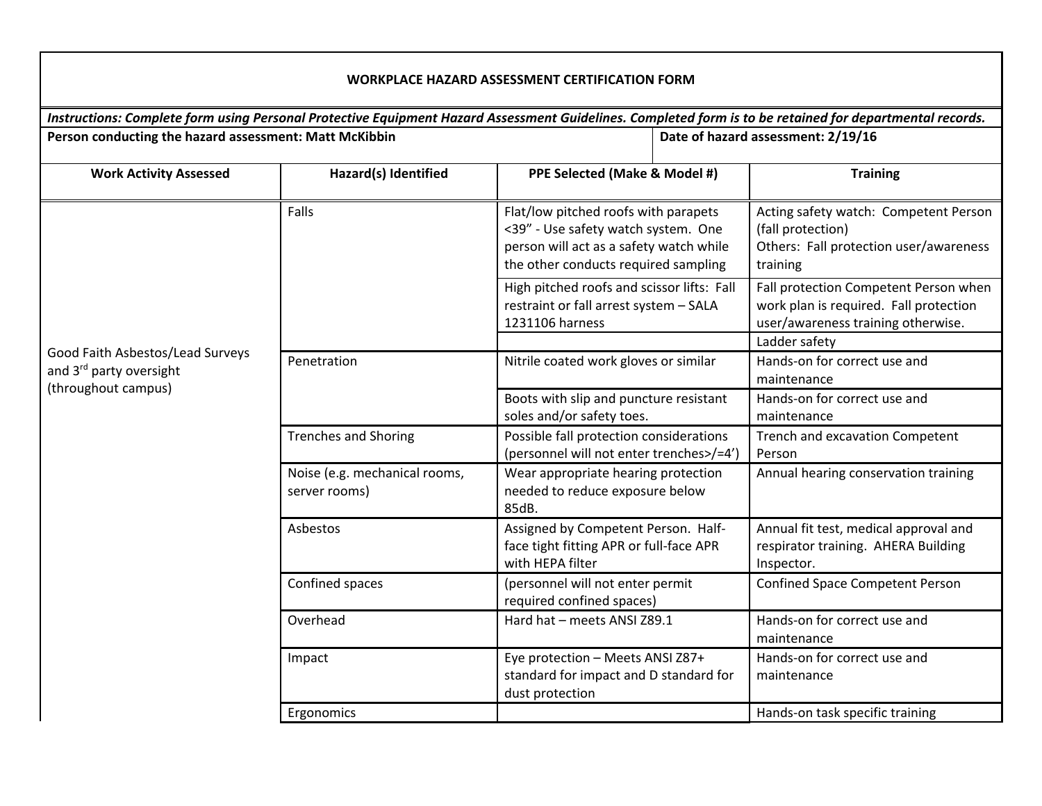**WORKPLACE HAZARD ASSESSMENT CERTIFICATION FORM**

***Instructions: Complete form using Personal Protective Equipment Hazard Assessment Guidelines. Completed form is to be retained for departmental records.***

**Person conducting the hazard assessment: Matt McKibbin**

**Date of hazard assessment: 2/19/16**

| Work Activity Assessed | Hazard(s) Identified | PPE Selected (Make & Model #) | Training |
|---|---|---|---|
| Good Faith Asbestos/Lead Surveys and 3rd party oversight (throughout campus) | Falls | Flat/low pitched roofs with parapets <39" - Use safety watch system. One person will act as a safety watch while the other conducts required sampling | Acting safety watch: Competent Person (fall protection)<br>Others: Fall protection user/awareness training |
| | | High pitched roofs and scissor lifts: Fall restraint or fall arrest system – SALA 1231106 harness | Fall protection Competent Person when work plan is required. Fall protection user/awareness training otherwise. |
| | | | Ladder safety |
| | Penetration | Nitrile coated work gloves or similar | Hands-on for correct use and maintenance |
| | | Boots with slip and puncture resistant soles and/or safety toes. | Hands-on for correct use and maintenance |
| | Trenches and Shoring | Possible fall protection considerations (personnel will not enter trenches>/=4') | Trench and excavation Competent Person |
| | Noise (e.g. mechanical rooms, server rooms) | Wear appropriate hearing protection needed to reduce exposure below 85dB. | Annual hearing conservation training |
| | Asbestos | Assigned by Competent Person. Half-face tight fitting APR or full-face APR with HEPA filter | Annual fit test, medical approval and respirator training. AHERA Building Inspector. |
| | Confined spaces | (personnel will not enter permit required confined spaces) | Confined Space Competent Person |
| | Overhead | Hard hat – meets ANSI Z89.1 | Hands-on for correct use and maintenance |
| | Impact | Eye protection – Meets ANSI Z87+ standard for impact and D standard for dust protection | Hands-on for correct use and maintenance |
| | Ergonomics | | Hands-on task specific training |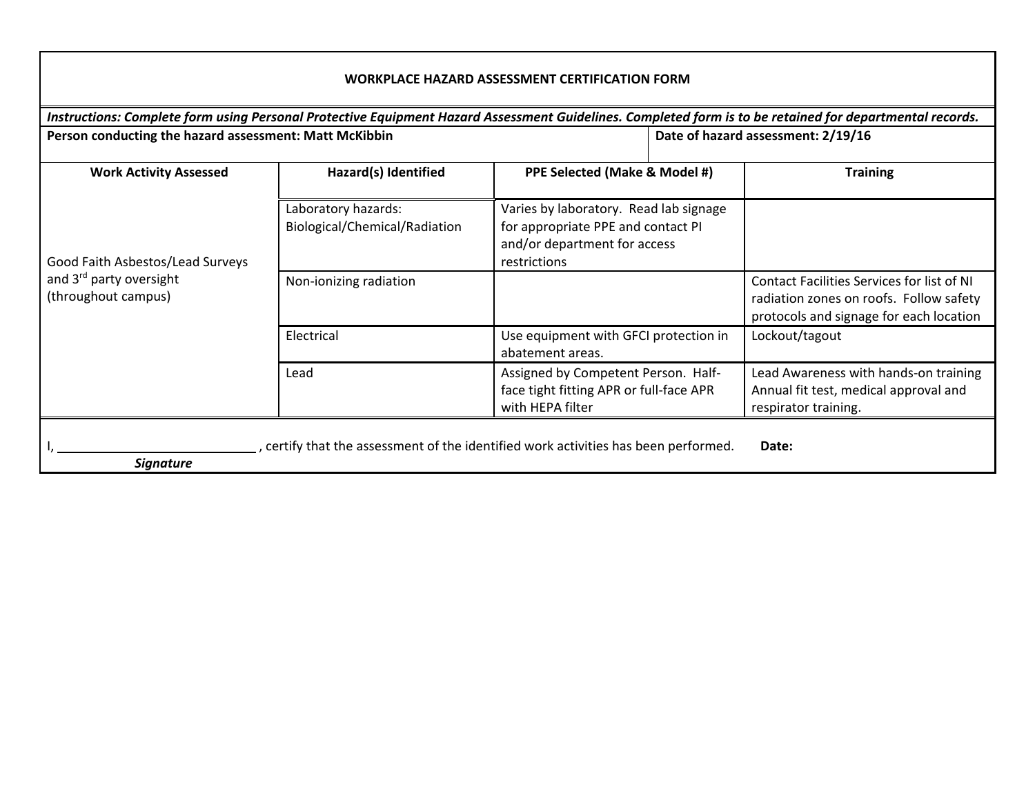# WORKPLACE HAZARD ASSESSMENT CERTIFICATION FORM

***Instructions: Complete form using Personal Protective Equipment Hazard Assessment Guidelines. Completed form is to be retained for departmental records.***

**Person conducting the hazard assessment: Matt McKibbin** | **Date of hazard assessment: 2/19/16**

| Work Activity Assessed | Hazard(s) Identified | PPE Selected (Make & Model #) | Training |
|---|---|---|---|
| Good Faith Asbestos/Lead Surveys and 3rd party oversight (throughout campus) | Laboratory hazards: Biological/Chemical/Radiation | Varies by laboratory. Read lab signage for appropriate PPE and contact PI and/or department for access restrictions | |
| | Non-ionizing radiation | | Contact Facilities Services for list of NI radiation zones on roofs. Follow safety protocols and signage for each location |
| | Electrical | Use equipment with GFCI protection in abatement areas. | Lockout/tagout |
| | Lead | Assigned by Competent Person. Half-face tight fitting APR or full-face APR with HEPA filter | Lead Awareness with hands-on training Annual fit test, medical approval and respirator training. |

I, ____________________________ , certify that the assessment of the identified work activities has been performed. **Date:**

***Signature***